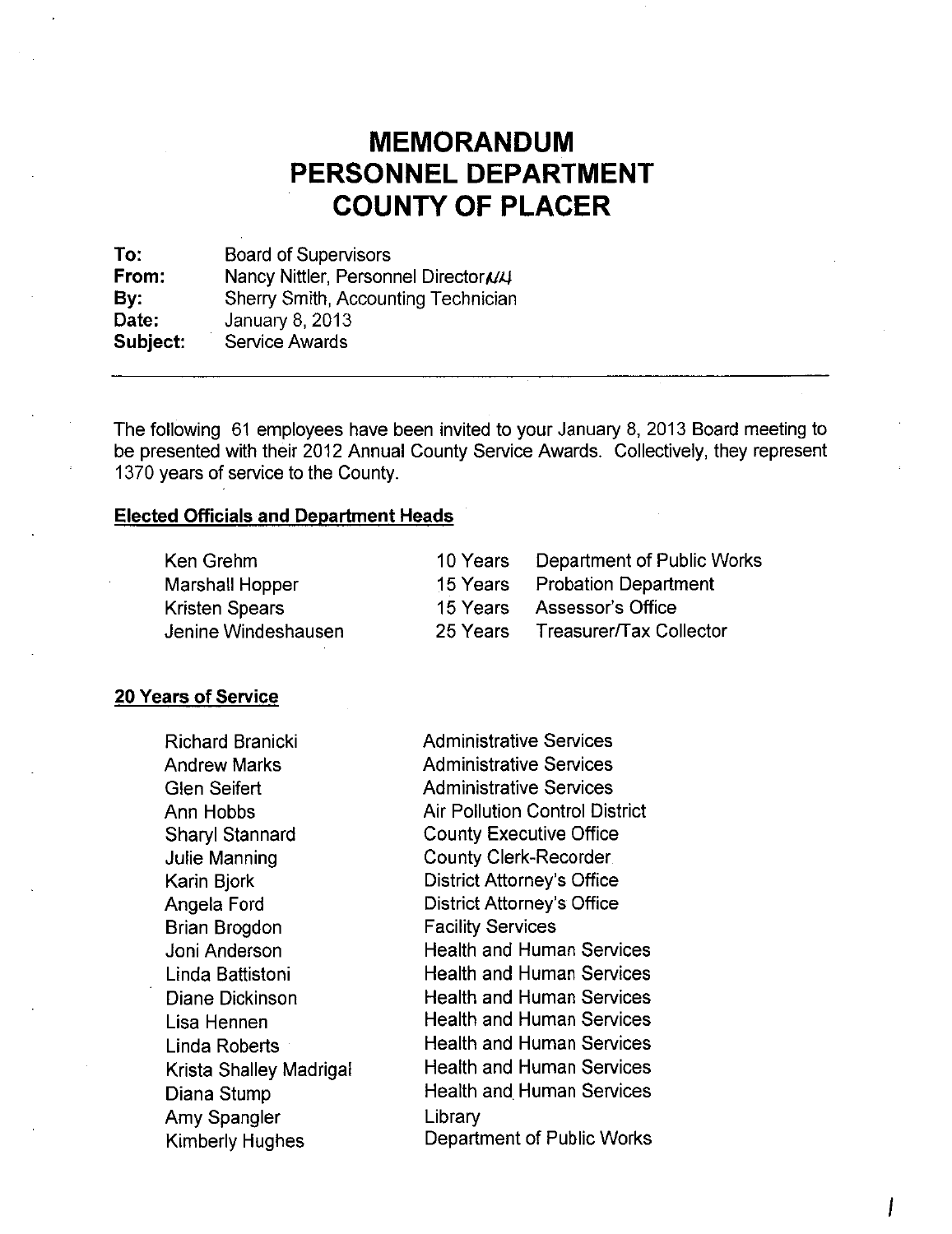# MEMORANDUM
# PERSONNEL DEPARTMENT
# COUNTY OF PLACER

**To:** Board of Supervisors
**From:** Nancy Nittler, Personnel Director *NN*
**By:** Sherry Smith, Accounting Technician
**Date:** January 8, 2013
**Subject:** Service Awards

---

The following 61 employees have been invited to your January 8, 2013 Board meeting to be presented with their 2012 Annual County Service Awards. Collectively, they represent 1370 years of service to the County.

**Elected Officials and Department Heads**

| | | |
|---|---|---|
| Ken Grehm | 10 Years | Department of Public Works |
| Marshall Hopper | 15 Years | Probation Department |
| Kristen Spears | 15 Years | Assessor's Office |
| Jenine Windeshausen | 25 Years | Treasurer/Tax Collector |

**20 Years of Service**

| | |
|---|---|
| Richard Branicki | Administrative Services |
| Andrew Marks | Administrative Services |
| Glen Seifert | Administrative Services |
| Ann Hobbs | Air Pollution Control District |
| Sharyl Stannard | County Executive Office |
| Julie Manning | County Clerk-Recorder |
| Karin Bjork | District Attorney's Office |
| Angela Ford | District Attorney's Office |
| Brian Brogdon | Facility Services |
| Joni Anderson | Health and Human Services |
| Linda Battistoni | Health and Human Services |
| Diane Dickinson | Health and Human Services |
| Lisa Hennen | Health and Human Services |
| Linda Roberts | Health and Human Services |
| Krista Shalley Madrigal | Health and Human Services |
| Diana Stump | Health and Human Services |
| Amy Spangler | Library |
| Kimberly Hughes | Department of Public Works |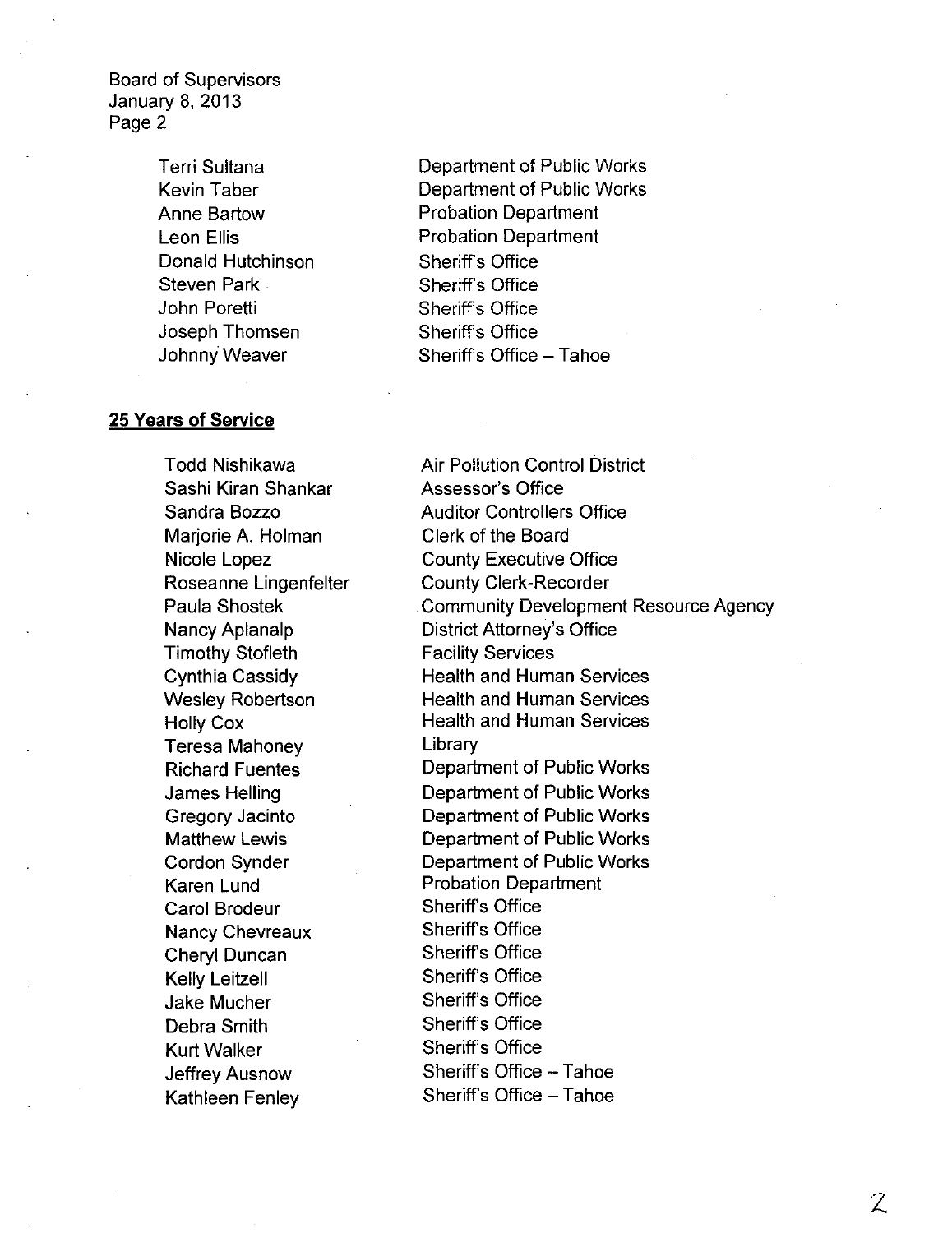| | |
|---|---|
| Terri Sultana | Department of Public Works |
| Kevin Taber | Department of Public Works |
| Anne Bartow | Probation Department |
| Leon Ellis | Probation Department |
| Donald Hutchinson | Sheriff's Office |
| Steven Park | Sheriff's Office |
| John Poretti | Sheriff's Office |
| Joseph Thomsen | Sheriff's Office |
| Johnny Weaver | Sheriff's Office – Tahoe |

**25 Years of Service**

| | |
|---|---|
| Todd Nishikawa | Air Pollution Control District |
| Sashi Kiran Shankar | Assessor's Office |
| Sandra Bozzo | Auditor Controllers Office |
| Marjorie A. Holman | Clerk of the Board |
| Nicole Lopez | County Executive Office |
| Roseanne Lingenfelter | County Clerk-Recorder |
| Paula Shostek | Community Development Resource Agency |
| Nancy Aplanalp | District Attorney's Office |
| Timothy Stofleth | Facility Services |
| Cynthia Cassidy | Health and Human Services |
| Wesley Robertson | Health and Human Services |
| Holly Cox | Health and Human Services |
| Teresa Mahoney | Library |
| Richard Fuentes | Department of Public Works |
| James Helling | Department of Public Works |
| Gregory Jacinto | Department of Public Works |
| Matthew Lewis | Department of Public Works |
| Cordon Synder | Department of Public Works |
| Karen Lund | Probation Department |
| Carol Brodeur | Sheriff's Office |
| Nancy Chevreaux | Sheriff's Office |
| Cheryl Duncan | Sheriff's Office |
| Kelly Leitzell | Sheriff's Office |
| Jake Mucher | Sheriff's Office |
| Debra Smith | Sheriff's Office |
| Kurt Walker | Sheriff's Office |
| Jeffrey Ausnow | Sheriff's Office – Tahoe |
| Kathleen Fenley | Sheriff's Office – Tahoe |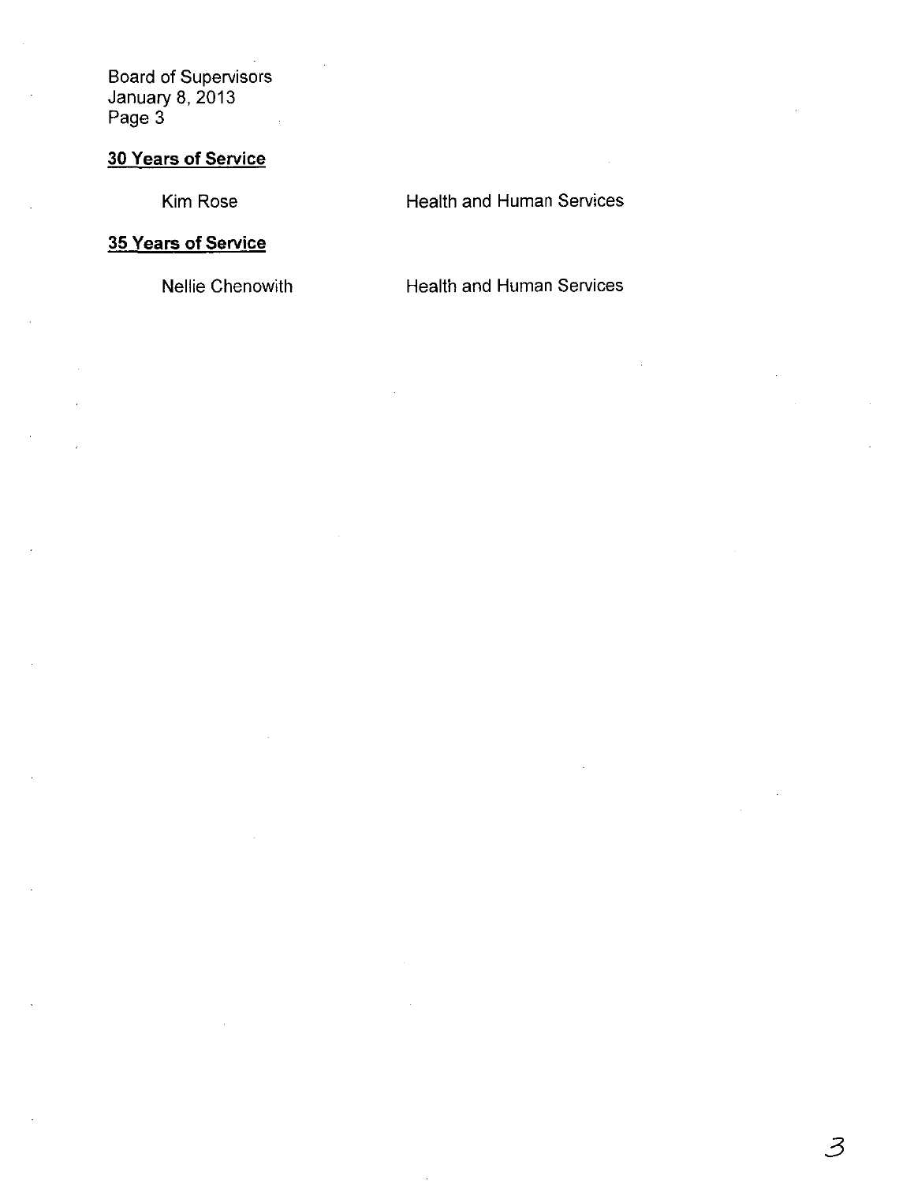## 30 Years of Service

| | |
|---|---|
| Kim Rose | Health and Human Services |

## 35 Years of Service

| | |
|---|---|
| Nellie Chenowith | Health and Human Services |